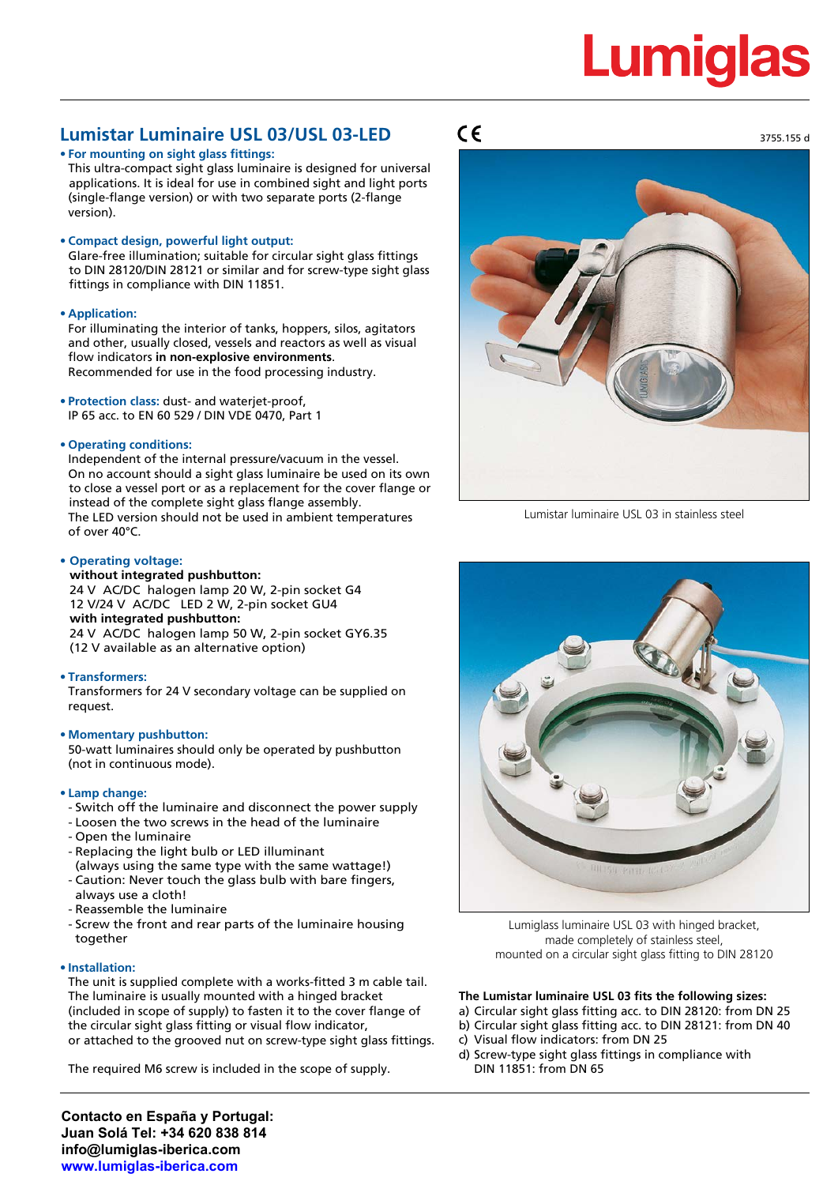# Lumiglas

## Lumistar Luminaire USL 03/USL 03-LED

CE

3755.155 d

- **For mounting on sight glass fittings:**
  This ultra-compact sight glass luminaire is designed for universal applications. It is ideal for use in combined sight and light ports (single-flange version) or with two separate ports (2-flange version).

- **Compact design, powerful light output:**
  Glare-free illumination; suitable for circular sight glass fittings to DIN 28120/DIN 28121 or similar and for screw-type sight glass fittings in compliance with DIN 11851.

- **Application:**
  For illuminating the interior of tanks, hoppers, silos, agitators and other, usually closed, vessels and reactors as well as visual flow indicators **in non-explosive environments**.
  Recommended for use in the food processing industry.

- **Protection class:** dust- and waterjet-proof,
  IP 65 acc. to EN 60 529 / DIN VDE 0470, Part 1

- **Operating conditions:**
  Independent of the internal pressure/vacuum in the vessel.
  On no account should a sight glass luminaire be used on its own to close a vessel port or as a replacement for the cover flange or instead of the complete sight glass flange assembly.
  The LED version should not be used in ambient temperatures of over 40°C.

- **Operating voltage:**
  **without integrated pushbutton:**
  24 V AC/DC halogen lamp 20 W, 2-pin socket G4
  12 V/24 V AC/DC LED 2 W, 2-pin socket GU4
  **with integrated pushbutton:**
  24 V AC/DC halogen lamp 50 W, 2-pin socket GY6.35
  (12 V available as an alternative option)

- **Transformers:**
  Transformers for 24 V secondary voltage can be supplied on request.

- **Momentary pushbutton:**
  50-watt luminaires should only be operated by pushbutton (not in continuous mode).

- **Lamp change:**
  - Switch off the luminaire and disconnect the power supply
  - Loosen the two screws in the head of the luminaire
  - Open the luminaire
  - Replacing the light bulb or LED illuminant (always using the same type with the same wattage!)
  - Caution: Never touch the glass bulb with bare fingers, always use a cloth!
  - Reassemble the luminaire
  - Screw the front and rear parts of the luminaire housing together

- **Installation:**
  The unit is supplied complete with a works-fitted 3 m cable tail. The luminaire is usually mounted with a hinged bracket (included in scope of supply) to fasten it to the cover flange of the circular sight glass fitting or visual flow indicator, or attached to the grooved nut on screw-type sight glass fittings.

  The required M6 screw is included in the scope of supply.

Lumistar luminaire USL 03 in stainless steel

Lumiglass luminaire USL 03 with hinged bracket, made completely of stainless steel, mounted on a circular sight glass fitting to DIN 28120

**The Lumistar luminaire USL 03 fits the following sizes:**

a) Circular sight glass fitting acc. to DIN 28120: from DN 25
b) Circular sight glass fitting acc. to DIN 28121: from DN 40
c) Visual flow indicators: from DN 25
d) Screw-type sight glass fittings in compliance with DIN 11851: from DN 65

**Contacto en España y Portugal:**
**Juan Solá Tel: +34 620 838 814**
**info@lumiglas-iberica.com**
**www.lumiglas-iberica.com**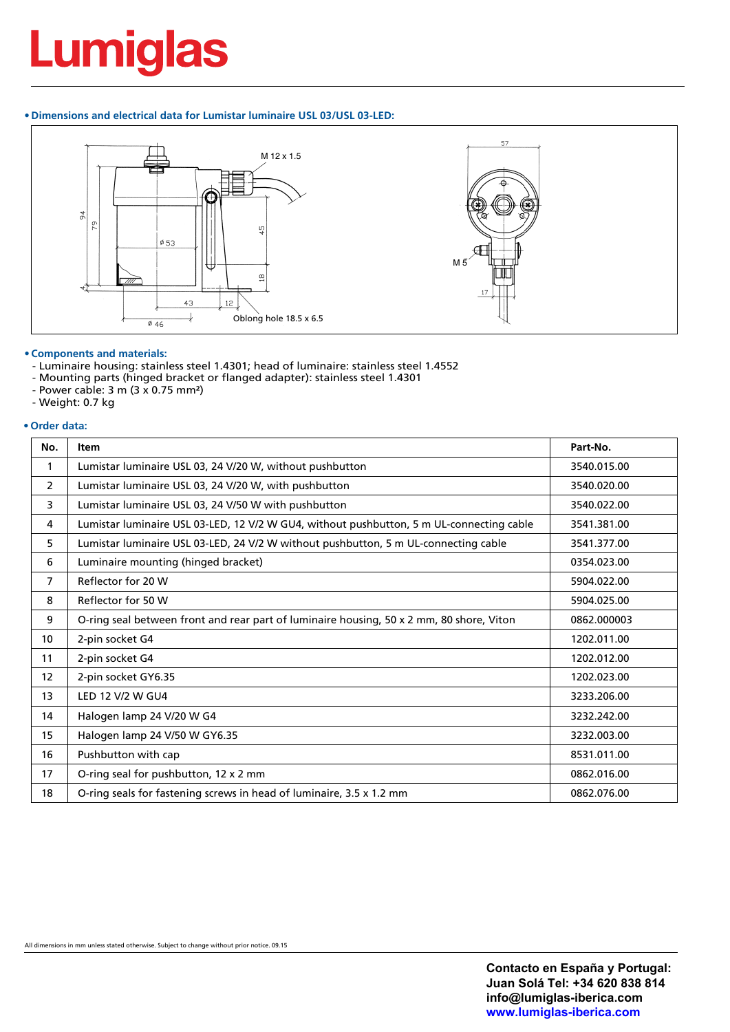# Lumiglas

- **Dimensions and electrical data for Lumistar luminaire USL 03/USL 03-LED:**

M 12 x 1.5

94

79

ø 53

45

18

4

43

12

ø 46

Oblong hole 18.5 x 6.5

57

M 5

17

- **Components and materials:**
  - Luminaire housing: stainless steel 1.4301; head of luminaire: stainless steel 1.4552
  - Mounting parts (hinged bracket or flanged adapter): stainless steel 1.4301
  - Power cable: 3 m (3 x 0.75 mm²)
  - Weight: 0.7 kg

- **Order data:**

| No. | Item | Part-No. |
|---|---|---|
| 1 | Lumistar luminaire USL 03, 24 V/20 W, without pushbutton | 3540.015.00 |
| 2 | Lumistar luminaire USL 03, 24 V/20 W, with pushbutton | 3540.020.00 |
| 3 | Lumistar luminaire USL 03, 24 V/50 W with pushbutton | 3540.022.00 |
| 4 | Lumistar luminaire USL 03-LED, 12 V/2 W GU4, without pushbutton, 5 m UL-connecting cable | 3541.381.00 |
| 5 | Lumistar luminaire USL 03-LED, 24 V/2 W without pushbutton, 5 m UL-connecting cable | 3541.377.00 |
| 6 | Luminaire mounting (hinged bracket) | 0354.023.00 |
| 7 | Reflector for 20 W | 5904.022.00 |
| 8 | Reflector for 50 W | 5904.025.00 |
| 9 | O-ring seal between front and rear part of luminaire housing, 50 x 2 mm, 80 shore, Viton | 0862.000003 |
| 10 | 2-pin socket G4 | 1202.011.00 |
| 11 | 2-pin socket G4 | 1202.012.00 |
| 12 | 2-pin socket GY6.35 | 1202.023.00 |
| 13 | LED 12 V/2 W GU4 | 3233.206.00 |
| 14 | Halogen lamp 24 V/20 W G4 | 3232.242.00 |
| 15 | Halogen lamp 24 V/50 W GY6.35 | 3232.003.00 |
| 16 | Pushbutton with cap | 8531.011.00 |
| 17 | O-ring seal for pushbutton, 12 x 2 mm | 0862.016.00 |
| 18 | O-ring seals for fastening screws in head of luminaire, 3.5 x 1.2 mm | 0862.076.00 |

All dimensions in mm unless stated otherwise. Subject to change without prior notice. 09.15

**Contacto en España y Portugal:**
**Juan Solá Tel: +34 620 838 814**
**info@lumiglas-iberica.com**
**www.lumiglas-iberica.com**